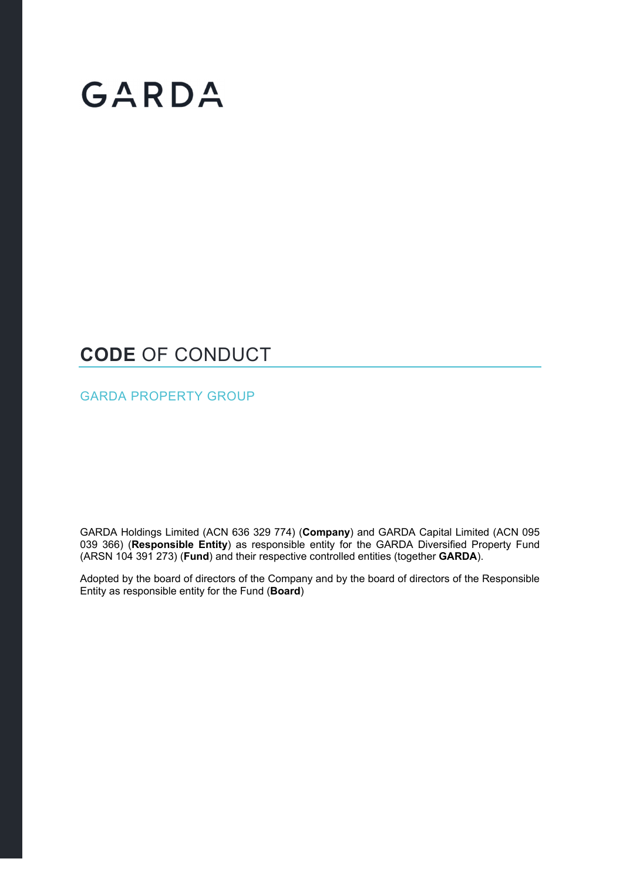# GARDA

# **CODE** OF CONDUCT

## GARDA PROPERTY GROUP

GARDA Holdings Limited (ACN 636 329 774) (**Company**) and GARDA Capital Limited (ACN 095 039 366) (**Responsible Entity**) as responsible entity for the GARDA Diversified Property Fund (ARSN 104 391 273) (**Fund**) and their respective controlled entities (together **GARDA**).

Adopted by the board of directors of the Company and by the board of directors of the Responsible Entity as responsible entity for the Fund (**Board**)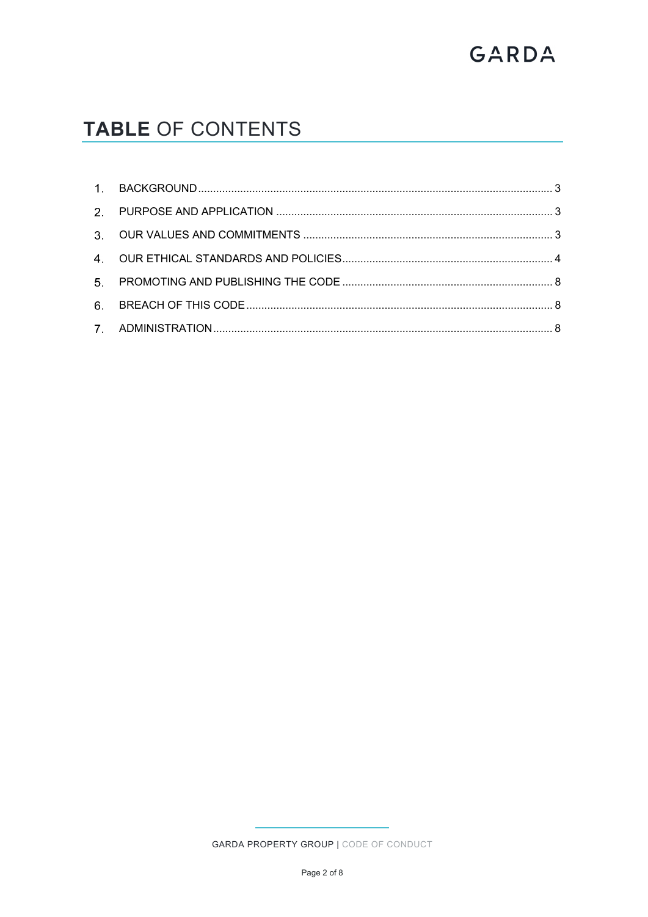# TABLE OF CONTENTS

1. BACKGROUND .......... 3
2. PURPOSE AND APPLICATION .......... 3
3. OUR VALUES AND COMMITMENTS .......... 3
4. OUR ETHICAL STANDARDS AND POLICIES .......... 4
5. PROMOTING AND PUBLISHING THE CODE .......... 8
6. BREACH OF THIS CODE .......... 8
7. ADMINISTRATION .......... 8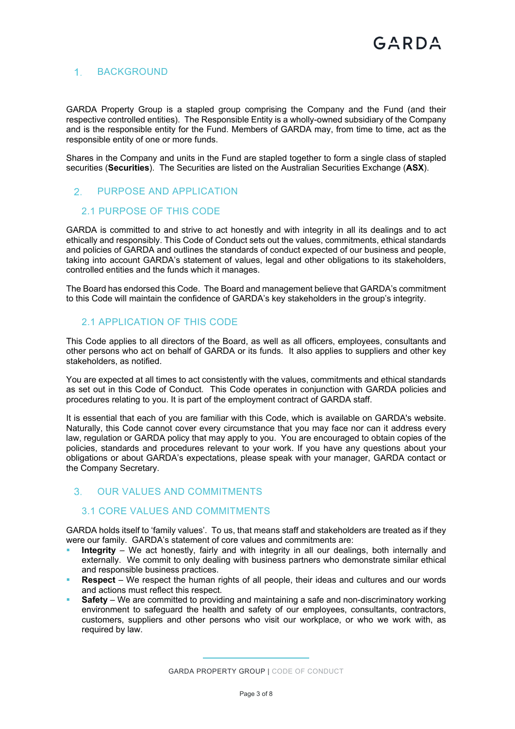## 1. BACKGROUND

GARDA Property Group is a stapled group comprising the Company and the Fund (and their respective controlled entities). The Responsible Entity is a wholly-owned subsidiary of the Company and is the responsible entity for the Fund. Members of GARDA may, from time to time, act as the responsible entity of one or more funds.

Shares in the Company and units in the Fund are stapled together to form a single class of stapled securities (**Securities**). The Securities are listed on the Australian Securities Exchange (**ASX**).

## 2. PURPOSE AND APPLICATION

### 2.1 PURPOSE OF THIS CODE

GARDA is committed to and strive to act honestly and with integrity in all its dealings and to act ethically and responsibly. This Code of Conduct sets out the values, commitments, ethical standards and policies of GARDA and outlines the standards of conduct expected of our business and people, taking into account GARDA's statement of values, legal and other obligations to its stakeholders, controlled entities and the funds which it manages.

The Board has endorsed this Code. The Board and management believe that GARDA's commitment to this Code will maintain the confidence of GARDA's key stakeholders in the group's integrity.

### 2.1 APPLICATION OF THIS CODE

This Code applies to all directors of the Board, as well as all officers, employees, consultants and other persons who act on behalf of GARDA or its funds. It also applies to suppliers and other key stakeholders, as notified.

You are expected at all times to act consistently with the values, commitments and ethical standards as set out in this Code of Conduct. This Code operates in conjunction with GARDA policies and procedures relating to you. It is part of the employment contract of GARDA staff.

It is essential that each of you are familiar with this Code, which is available on GARDA's website. Naturally, this Code cannot cover every circumstance that you may face nor can it address every law, regulation or GARDA policy that may apply to you. You are encouraged to obtain copies of the policies, standards and procedures relevant to your work. If you have any questions about your obligations or about GARDA's expectations, please speak with your manager, GARDA contact or the Company Secretary.

## 3. OUR VALUES AND COMMITMENTS

### 3.1 CORE VALUES AND COMMITMENTS

GARDA holds itself to 'family values'. To us, that means staff and stakeholders are treated as if they were our family. GARDA's statement of core values and commitments are:

- **Integrity** – We act honestly, fairly and with integrity in all our dealings, both internally and externally. We commit to only dealing with business partners who demonstrate similar ethical and responsible business practices.
- **Respect** – We respect the human rights of all people, their ideas and cultures and our words and actions must reflect this respect.
- **Safety** – We are committed to providing and maintaining a safe and non-discriminatory working environment to safeguard the health and safety of our employees, consultants, contractors, customers, suppliers and other persons who visit our workplace, or who we work with, as required by law.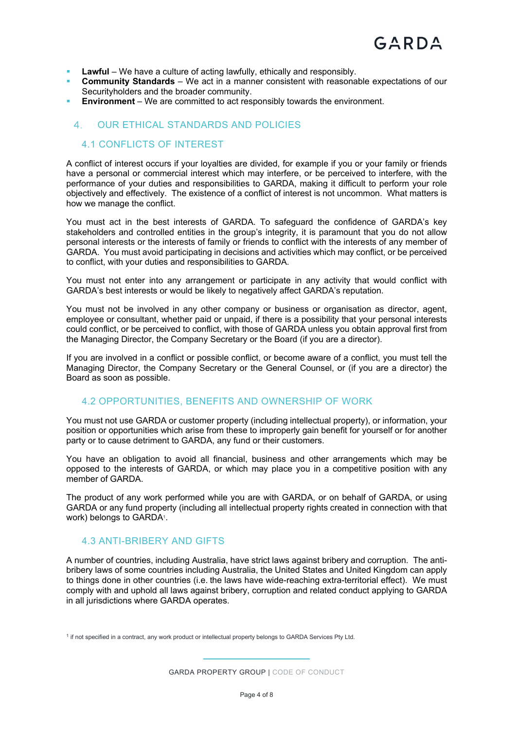- **Lawful** – We have a culture of acting lawfully, ethically and responsibly.
- **Community Standards** – We act in a manner consistent with reasonable expectations of our Securityholders and the broader community.
- **Environment** – We are committed to act responsibly towards the environment.

## 4. OUR ETHICAL STANDARDS AND POLICIES

### 4.1 CONFLICTS OF INTEREST

A conflict of interest occurs if your loyalties are divided, for example if you or your family or friends have a personal or commercial interest which may interfere, or be perceived to interfere, with the performance of your duties and responsibilities to GARDA, making it difficult to perform your role objectively and effectively. The existence of a conflict of interest is not uncommon. What matters is how we manage the conflict.

You must act in the best interests of GARDA. To safeguard the confidence of GARDA's key stakeholders and controlled entities in the group's integrity, it is paramount that you do not allow personal interests or the interests of family or friends to conflict with the interests of any member of GARDA. You must avoid participating in decisions and activities which may conflict, or be perceived to conflict, with your duties and responsibilities to GARDA.

You must not enter into any arrangement or participate in any activity that would conflict with GARDA's best interests or would be likely to negatively affect GARDA's reputation.

You must not be involved in any other company or business or organisation as director, agent, employee or consultant, whether paid or unpaid, if there is a possibility that your personal interests could conflict, or be perceived to conflict, with those of GARDA unless you obtain approval first from the Managing Director, the Company Secretary or the Board (if you are a director).

If you are involved in a conflict or possible conflict, or become aware of a conflict, you must tell the Managing Director, the Company Secretary or the General Counsel, or (if you are a director) the Board as soon as possible.

### 4.2 OPPORTUNITIES, BENEFITS AND OWNERSHIP OF WORK

You must not use GARDA or customer property (including intellectual property), or information, your position or opportunities which arise from these to improperly gain benefit for yourself or for another party or to cause detriment to GARDA, any fund or their customers.

You have an obligation to avoid all financial, business and other arrangements which may be opposed to the interests of GARDA, or which may place you in a competitive position with any member of GARDA.

The product of any work performed while you are with GARDA, or on behalf of GARDA, or using GARDA or any fund property (including all intellectual property rights created in connection with that work) belongs to GARDA[1].

### 4.3 ANTI-BRIBERY AND GIFTS

A number of countries, including Australia, have strict laws against bribery and corruption. The anti-bribery laws of some countries including Australia, the United States and United Kingdom can apply to things done in other countries (i.e. the laws have wide-reaching extra-territorial effect). We must comply with and uphold all laws against bribery, corruption and related conduct applying to GARDA in all jurisdictions where GARDA operates.

[1] if not specified in a contract, any work product or intellectual property belongs to GARDA Services Pty Ltd.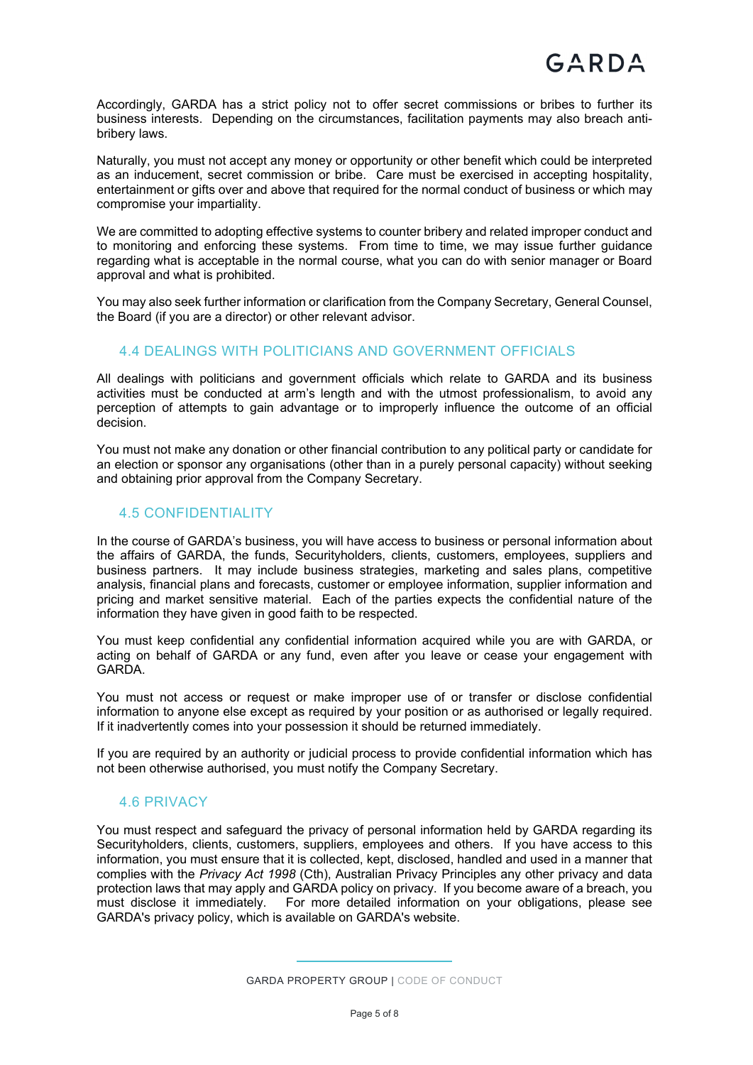Accordingly, GARDA has a strict policy not to offer secret commissions or bribes to further its business interests. Depending on the circumstances, facilitation payments may also breach anti-bribery laws.

Naturally, you must not accept any money or opportunity or other benefit which could be interpreted as an inducement, secret commission or bribe. Care must be exercised in accepting hospitality, entertainment or gifts over and above that required for the normal conduct of business or which may compromise your impartiality.

We are committed to adopting effective systems to counter bribery and related improper conduct and to monitoring and enforcing these systems. From time to time, we may issue further guidance regarding what is acceptable in the normal course, what you can do with senior manager or Board approval and what is prohibited.

You may also seek further information or clarification from the Company Secretary, General Counsel, the Board (if you are a director) or other relevant advisor.

### 4.4 DEALINGS WITH POLITICIANS AND GOVERNMENT OFFICIALS

All dealings with politicians and government officials which relate to GARDA and its business activities must be conducted at arm's length and with the utmost professionalism, to avoid any perception of attempts to gain advantage or to improperly influence the outcome of an official decision.

You must not make any donation or other financial contribution to any political party or candidate for an election or sponsor any organisations (other than in a purely personal capacity) without seeking and obtaining prior approval from the Company Secretary.

### 4.5 CONFIDENTIALITY

In the course of GARDA's business, you will have access to business or personal information about the affairs of GARDA, the funds, Securityholders, clients, customers, employees, suppliers and business partners. It may include business strategies, marketing and sales plans, competitive analysis, financial plans and forecasts, customer or employee information, supplier information and pricing and market sensitive material. Each of the parties expects the confidential nature of the information they have given in good faith to be respected.

You must keep confidential any confidential information acquired while you are with GARDA, or acting on behalf of GARDA or any fund, even after you leave or cease your engagement with GARDA.

You must not access or request or make improper use of or transfer or disclose confidential information to anyone else except as required by your position or as authorised or legally required. If it inadvertently comes into your possession it should be returned immediately.

If you are required by an authority or judicial process to provide confidential information which has not been otherwise authorised, you must notify the Company Secretary.

### 4.6 PRIVACY

You must respect and safeguard the privacy of personal information held by GARDA regarding its Securityholders, clients, customers, suppliers, employees and others. If you have access to this information, you must ensure that it is collected, kept, disclosed, handled and used in a manner that complies with the *Privacy Act 1998* (Cth), Australian Privacy Principles any other privacy and data protection laws that may apply and GARDA policy on privacy. If you become aware of a breach, you must disclose it immediately. For more detailed information on your obligations, please see GARDA's privacy policy, which is available on GARDA's website.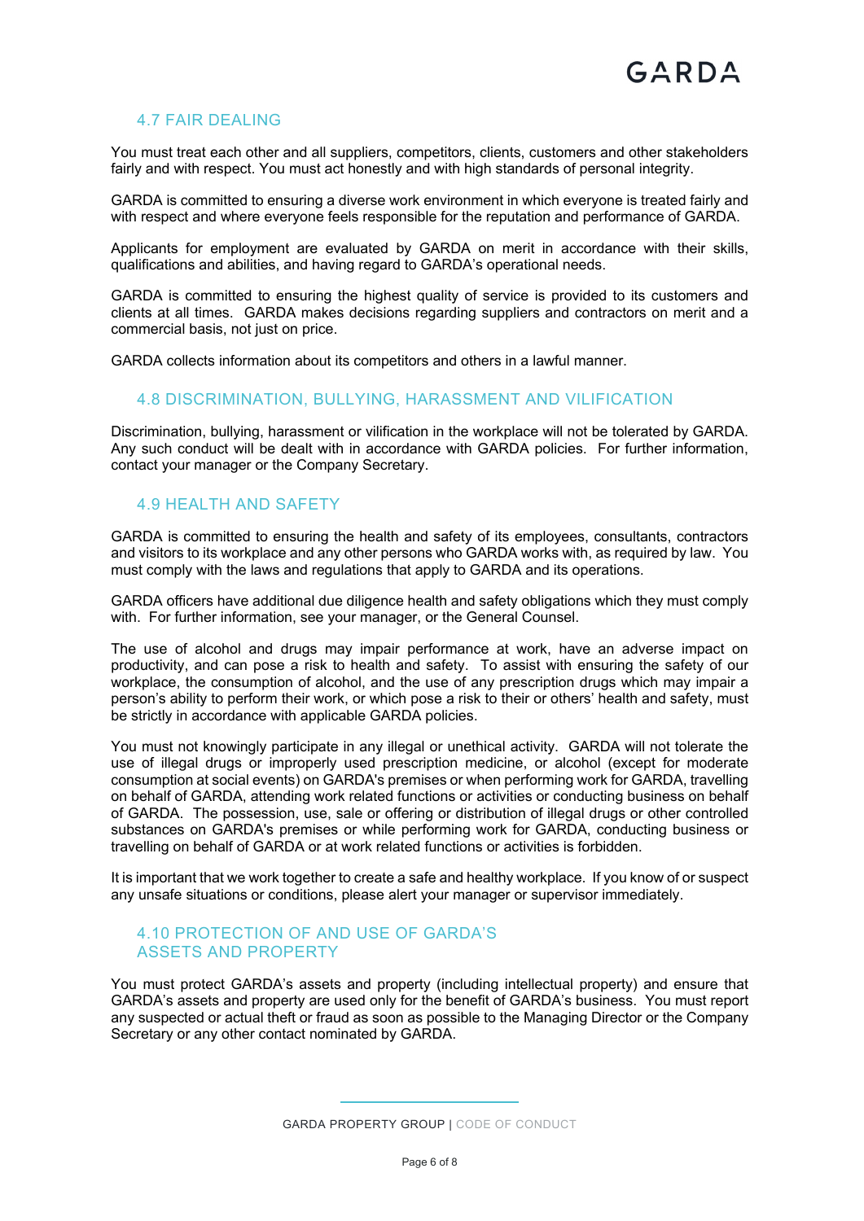## 4.7 FAIR DEALING

You must treat each other and all suppliers, competitors, clients, customers and other stakeholders fairly and with respect. You must act honestly and with high standards of personal integrity.

GARDA is committed to ensuring a diverse work environment in which everyone is treated fairly and with respect and where everyone feels responsible for the reputation and performance of GARDA.

Applicants for employment are evaluated by GARDA on merit in accordance with their skills, qualifications and abilities, and having regard to GARDA's operational needs.

GARDA is committed to ensuring the highest quality of service is provided to its customers and clients at all times. GARDA makes decisions regarding suppliers and contractors on merit and a commercial basis, not just on price.

GARDA collects information about its competitors and others in a lawful manner.

## 4.8 DISCRIMINATION, BULLYING, HARASSMENT AND VILIFICATION

Discrimination, bullying, harassment or vilification in the workplace will not be tolerated by GARDA. Any such conduct will be dealt with in accordance with GARDA policies. For further information, contact your manager or the Company Secretary.

## 4.9 HEALTH AND SAFETY

GARDA is committed to ensuring the health and safety of its employees, consultants, contractors and visitors to its workplace and any other persons who GARDA works with, as required by law. You must comply with the laws and regulations that apply to GARDA and its operations.

GARDA officers have additional due diligence health and safety obligations which they must comply with. For further information, see your manager, or the General Counsel.

The use of alcohol and drugs may impair performance at work, have an adverse impact on productivity, and can pose a risk to health and safety. To assist with ensuring the safety of our workplace, the consumption of alcohol, and the use of any prescription drugs which may impair a person's ability to perform their work, or which pose a risk to their or others' health and safety, must be strictly in accordance with applicable GARDA policies.

You must not knowingly participate in any illegal or unethical activity. GARDA will not tolerate the use of illegal drugs or improperly used prescription medicine, or alcohol (except for moderate consumption at social events) on GARDA's premises or when performing work for GARDA, travelling on behalf of GARDA, attending work related functions or activities or conducting business on behalf of GARDA. The possession, use, sale or offering or distribution of illegal drugs or other controlled substances on GARDA's premises or while performing work for GARDA, conducting business or travelling on behalf of GARDA or at work related functions or activities is forbidden.

It is important that we work together to create a safe and healthy workplace. If you know of or suspect any unsafe situations or conditions, please alert your manager or supervisor immediately.

## 4.10 PROTECTION OF AND USE OF GARDA'S ASSETS AND PROPERTY

You must protect GARDA's assets and property (including intellectual property) and ensure that GARDA's assets and property are used only for the benefit of GARDA's business. You must report any suspected or actual theft or fraud as soon as possible to the Managing Director or the Company Secretary or any other contact nominated by GARDA.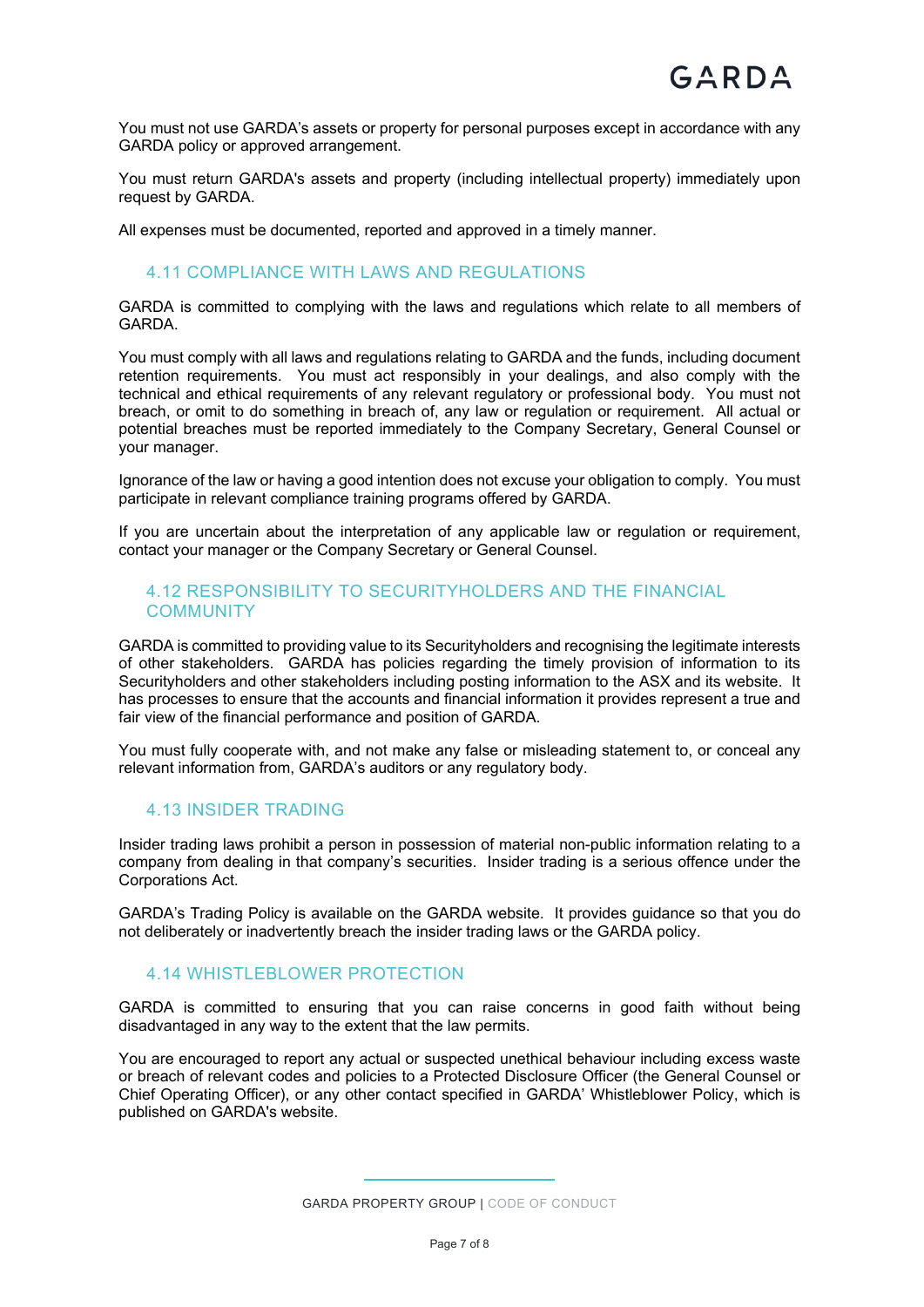You must not use GARDA's assets or property for personal purposes except in accordance with any GARDA policy or approved arrangement.

You must return GARDA's assets and property (including intellectual property) immediately upon request by GARDA.

All expenses must be documented, reported and approved in a timely manner.

### 4.11 COMPLIANCE WITH LAWS AND REGULATIONS

GARDA is committed to complying with the laws and regulations which relate to all members of GARDA.

You must comply with all laws and regulations relating to GARDA and the funds, including document retention requirements. You must act responsibly in your dealings, and also comply with the technical and ethical requirements of any relevant regulatory or professional body. You must not breach, or omit to do something in breach of, any law or regulation or requirement. All actual or potential breaches must be reported immediately to the Company Secretary, General Counsel or your manager.

Ignorance of the law or having a good intention does not excuse your obligation to comply. You must participate in relevant compliance training programs offered by GARDA.

If you are uncertain about the interpretation of any applicable law or regulation or requirement, contact your manager or the Company Secretary or General Counsel.

### 4.12 RESPONSIBILITY TO SECURITYHOLDERS AND THE FINANCIAL COMMUNITY

GARDA is committed to providing value to its Securityholders and recognising the legitimate interests of other stakeholders. GARDA has policies regarding the timely provision of information to its Securityholders and other stakeholders including posting information to the ASX and its website. It has processes to ensure that the accounts and financial information it provides represent a true and fair view of the financial performance and position of GARDA.

You must fully cooperate with, and not make any false or misleading statement to, or conceal any relevant information from, GARDA's auditors or any regulatory body.

### 4.13 INSIDER TRADING

Insider trading laws prohibit a person in possession of material non-public information relating to a company from dealing in that company's securities. Insider trading is a serious offence under the Corporations Act.

GARDA's Trading Policy is available on the GARDA website. It provides guidance so that you do not deliberately or inadvertently breach the insider trading laws or the GARDA policy.

### 4.14 WHISTLEBLOWER PROTECTION

GARDA is committed to ensuring that you can raise concerns in good faith without being disadvantaged in any way to the extent that the law permits.

You are encouraged to report any actual or suspected unethical behaviour including excess waste or breach of relevant codes and policies to a Protected Disclosure Officer (the General Counsel or Chief Operating Officer), or any other contact specified in GARDA' Whistleblower Policy, which is published on GARDA's website.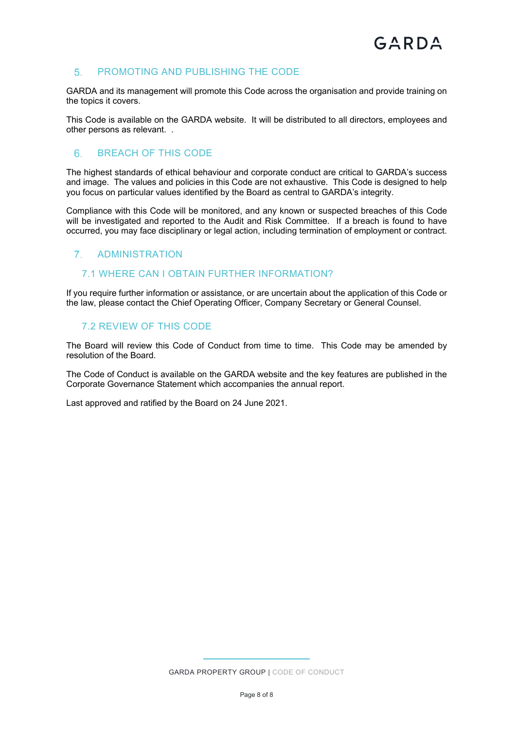## 5. PROMOTING AND PUBLISHING THE CODE

GARDA and its management will promote this Code across the organisation and provide training on the topics it covers.

This Code is available on the GARDA website. It will be distributed to all directors, employees and other persons as relevant. .

## 6. BREACH OF THIS CODE

The highest standards of ethical behaviour and corporate conduct are critical to GARDA's success and image. The values and policies in this Code are not exhaustive. This Code is designed to help you focus on particular values identified by the Board as central to GARDA's integrity.

Compliance with this Code will be monitored, and any known or suspected breaches of this Code will be investigated and reported to the Audit and Risk Committee. If a breach is found to have occurred, you may face disciplinary or legal action, including termination of employment or contract.

## 7. ADMINISTRATION

### 7.1 WHERE CAN I OBTAIN FURTHER INFORMATION?

If you require further information or assistance, or are uncertain about the application of this Code or the law, please contact the Chief Operating Officer, Company Secretary or General Counsel.

### 7.2 REVIEW OF THIS CODE

The Board will review this Code of Conduct from time to time. This Code may be amended by resolution of the Board.

The Code of Conduct is available on the GARDA website and the key features are published in the Corporate Governance Statement which accompanies the annual report.

Last approved and ratified by the Board on 24 June 2021.